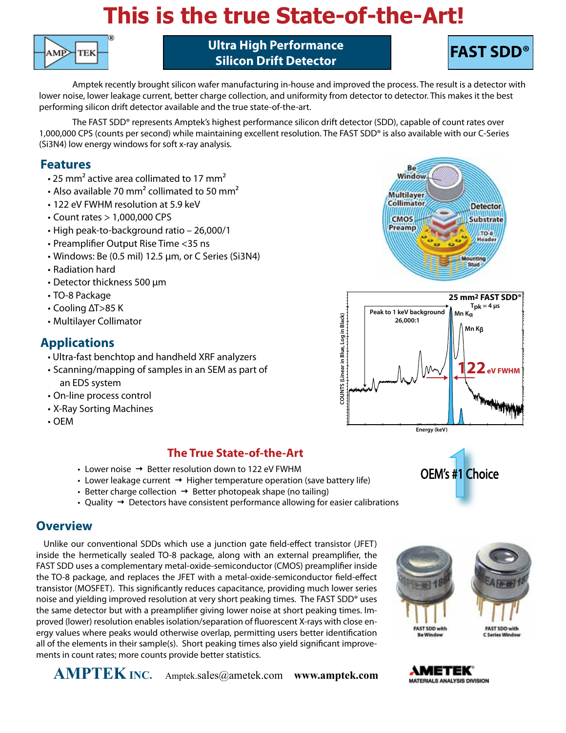# This is the true State-of-the-Art!

## Ultra High Performance Silicon Drift Detector

## FAST SDD®

Amptek recently brought silicon wafer manufacturing in-house and improved the process. The result is a detector with lower noise, lower leakage current, better charge collection, and uniformity from detector to detector. This makes it the best performing silicon drift detector available and the true state-of-the-art.

The FAST SDD® represents Amptek's highest performance silicon drift detector (SDD), capable of count rates over 1,000,000 CPS (counts per second) while maintaining excellent resolution. The FAST SDD® is also available with our C-Series ($Si_3N_4$) low energy windows for soft x-ray analysis.

## Features

- 25 mm² active area collimated to 17 mm²
- Also available 70 mm² collimated to 50 mm²
- 122 eV FWHM resolution at 5.9 keV
- Count rates > 1,000,000 CPS
- High peak-to-background ratio – 26,000/1
- Preamplifier Output Rise Time <35 ns
- Windows: Be (0.5 mil) 12.5 µm, or C Series ($Si_3N_4$)
- Radiation hard
- Detector thickness 500 µm
- TO-8 Package
- Cooling ΔT>85 K
- Multilayer Collimator

## Applications

- Ultra-fast benchtop and handheld XRF analyzers
- Scanning/mapping of samples in an SEM as part of an EDS system
- On-line process control
- X-Ray Sorting Machines
- OEM

## The True State-of-the-Art

- Lower noise → Better resolution down to 122 eV FWHM
- Lower leakage current → Higher temperature operation (save battery life)
- Better charge collection → Better photopeak shape (no tailing)
- Quality → Detectors have consistent performance allowing for easier calibrations

OEM's #1 Choice

## Overview

Unlike our conventional SDDs which use a junction gate field-effect transistor (JFET) inside the hermetically sealed TO-8 package, along with an external preamplifier, the FAST SDD uses a complementary metal-oxide-semiconductor (CMOS) preamplifier inside the TO-8 package, and replaces the JFET with a metal-oxide-semiconductor field-effect transistor (MOSFET). This significantly reduces capacitance, providing much lower series noise and yielding improved resolution at very short peaking times. The FAST SDD® uses the same detector but with a preamplifier giving lower noise at short peaking times. Improved (lower) resolution enables isolation/separation of fluorescent X-rays with close energy values where peaks would otherwise overlap, permitting users better identification all of the elements in their sample(s). Short peaking times also yield significant improvements in count rates; more counts provide better statistics.

FAST SDD with Be Window

FAST SDD with C Series Window

AMPTEK INC. Amptek.sales@ametek.com www.amptek.com

AMETEK MATERIALS ANALYSIS DIVISION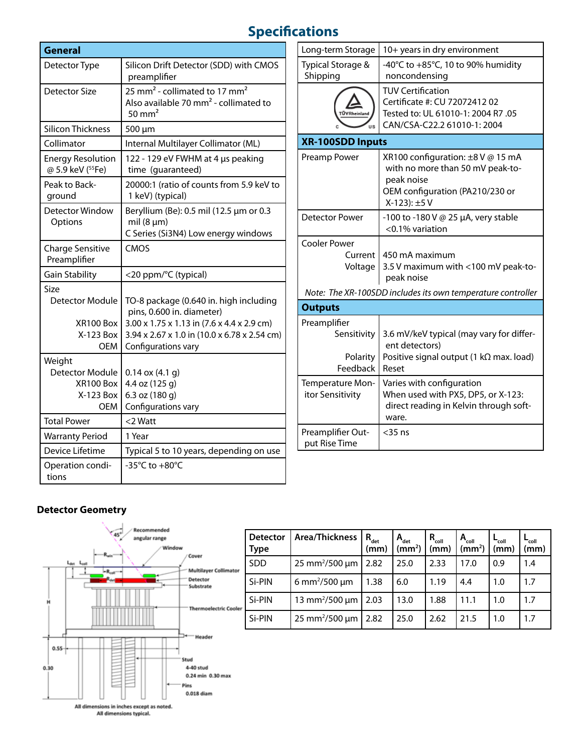# Specifications

| General | |
|---|---|
| Detector Type | Silicon Drift Detector (SDD) with CMOS preamplifier |
| Detector Size | 25 mm² - collimated to 17 mm²<br>Also available 70 mm² - collimated to 50 mm² |
| Silicon Thickness | 500 µm |
| Collimator | Internal Multilayer Collimator (ML) |
| Energy Resolution @ 5.9 keV ($^{55}$Fe) | 122 - 129 eV FWHM at 4 µs peaking time (guaranteed) |
| Peak to Background | 20000:1 (ratio of counts from 5.9 keV to 1 keV) (typical) |
| Detector Window Options | Beryllium (Be): 0.5 mil (12.5 µm or 0.3 mil (8 µm)<br>C Series (Si3N4) Low energy windows |
| Charge Sensitive Preamplifier | CMOS |
| Gain Stability | <20 ppm/°C (typical) |
| Size<br>Detector Module<br>XR100 Box<br>X-123 Box<br>OEM | <br>TO-8 package (0.640 in. high including pins, 0.600 in. diameter)<br>3.00 x 1.75 x 1.13 in (7.6 x 4.4 x 2.9 cm)<br>3.94 x 2.67 x 1.0 in (10.0 x 6.78 x 2.54 cm)<br>Configurations vary |
| Weight<br>Detector Module<br>XR100 Box<br>X-123 Box<br>OEM | <br>0.14 ox (4.1 g)<br>4.4 oz (125 g)<br>6.3 oz (180 g)<br>Configurations vary |
| Total Power | <2 Watt |
| Warranty Period | 1 Year |
| Device Lifetime | Typical 5 to 10 years, depending on use |
| Operation conditions | -35°C to +80°C |
| Long-term Storage | 10+ years in dry environment |
| Typical Storage & Shipping | -40°C to +85°C, 10 to 90% humidity noncondensing |
| | TUV Certification<br>Certificate #: CU 72072412 02<br>Tested to: UL 61010-1: 2004 R7 .05<br>CAN/CSA-C22.2 61010-1: 2004 |

| XR-100SDD Inputs | |
|---|---|
| Preamp Power | XR100 configuration: ±8 V @ 15 mA with no more than 50 mV peak-to-peak noise<br>OEM configuration (PA210/230 or X-123): ±5 V |
| Detector Power | -100 to -180 V @ 25 µA, very stable <0.1% variation |
| Cooler Power<br>Current<br>Voltage | <br>450 mA maximum<br>3.5 V maximum with <100 mV peak-to-peak noise |

*Note: The XR-100SDD includes its own temperature controller*

| Outputs | |
|---|---|
| Preamplifier<br>Sensitivity<br>Polarity<br>Feedback | <br>3.6 mV/keV typical (may vary for different detectors)<br>Positive signal output (1 kΩ max. load)<br>Reset |
| Temperature Monitor Sensitivity | Varies with configuration<br>When used with PX5, DP5, or X-123: direct reading in Kelvin through software. |
| Preamplifier Output Rise Time | <35 ns |

### Detector Geometry

All dimensions in inches except as noted.
All dimensions typical.

| Detector Type | Area/Thickness | $R_{det}$ (mm) | $A_{det}$ (mm²) | $R_{coll}$ (mm) | $A_{coll}$ (mm²) | $L_{det}$ (mm) | $L_{coll}$ (mm) |
|---|---|---|---|---|---|---|---|
| SDD | 25 mm²/500 µm | 2.82 | 25.0 | 2.33 | 17.0 | 0.9 | 1.4 |
| Si-PIN | 6 mm²/500 µm | 1.38 | 6.0 | 1.19 | 4.4 | 1.0 | 1.7 |
| Si-PIN | 13 mm²/500 µm | 2.03 | 13.0 | 1.88 | 11.1 | 1.0 | 1.7 |
| Si-PIN | 25 mm²/500 µm | 2.82 | 25.0 | 2.62 | 21.5 | 1.0 | 1.7 |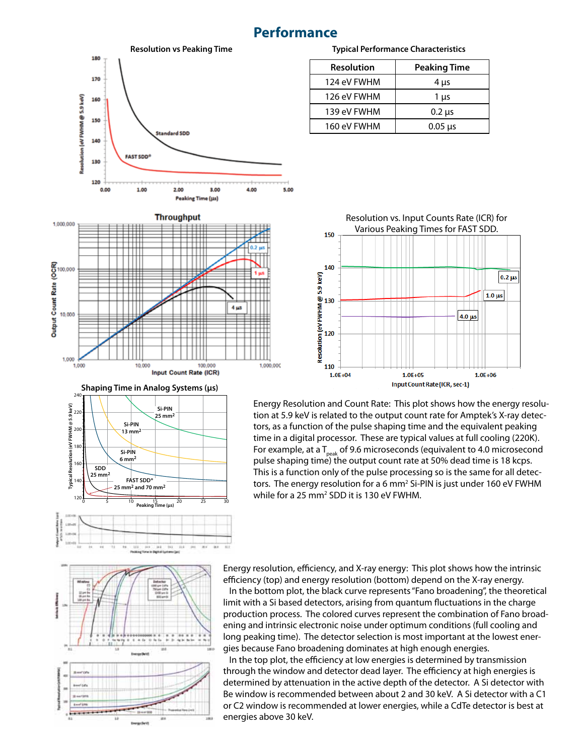# Performance

**Typical Performance Characteristics**

| Resolution | Peaking Time |
|---|---|
| 124 eV FWHM | 4 µs |
| 126 eV FWHM | 1 µs |
| 139 eV FWHM | 0.2 µs |
| 160 eV FWHM | 0.05 µs |

Energy Resolution and Count Rate: This plot shows how the energy resolution at 5.9 keV is related to the output count rate for Amptek's X-ray detectors, as a function of the pulse shaping time and the equivalent peaking time in a digital processor. These are typical values at full cooling (220K). For example, at a $T_{peak}$ of 9.6 microseconds (equivalent to 4.0 microsecond pulse shaping time) the output count rate at 50% dead time is 18 kcps. This is a function only of the pulse processing so is the same for all detectors. The energy resolution for a 6 mm² Si-PIN is just under 160 eV FWHM while for a 25 mm² SDD it is 130 eV FWHM.

Energy resolution, efficiency, and X-ray energy: This plot shows how the intrinsic efficiency (top) and energy resolution (bottom) depend on the X-ray energy.

In the bottom plot, the black curve represents "Fano broadening", the theoretical limit with a Si based detectors, arising from quantum fluctuations in the charge production process. The colored curves represent the combination of Fano broadening and intrinsic electronic noise under optimum conditions (full cooling and long peaking time). The detector selection is most important at the lowest energies because Fano broadening dominates at high enough energies.

In the top plot, the efficiency at low energies is determined by transmission through the window and detector dead layer. The efficiency at high energies is determined by attenuation in the active depth of the detector. A Si detector with Be window is recommended between about 2 and 30 keV. A Si detector with a C1 or C2 window is recommended at lower energies, while a CdTe detector is best at energies above 30 keV.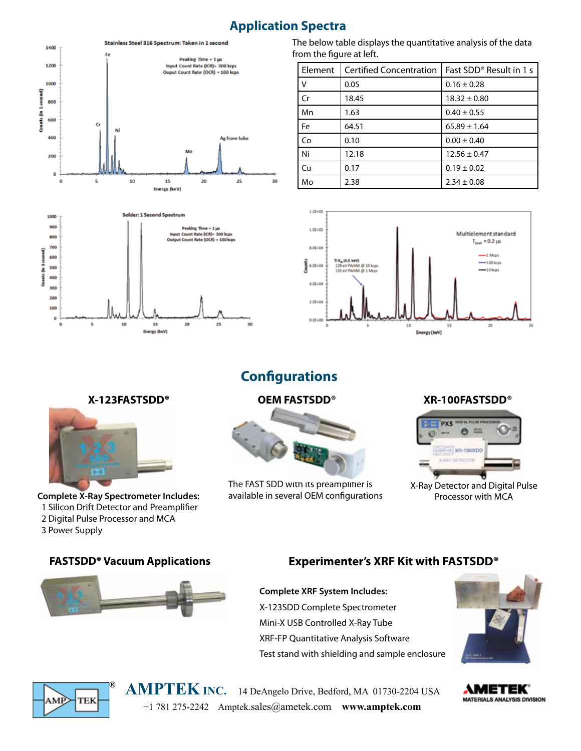## Application Spectra

Stainless Steel 316 Spectrum: Taken in 1 second

Peaking Time = 1 µs
Input Count Rate (ICR) = 300 kcps
Ouput Count Rate (OCR) = 100 kcps

Fe
Cr
Ni
Mo
Ag from tube

Counts (in 1 second)
Energy (keV)

The below table displays the quantitative analysis of the data from the figure at left.

| Element | Certified Concentration | Fast SDD® Result in 1 s |
|---|---|---|
| V | 0.05 | 0.16 ± 0.28 |
| Cr | 18.45 | 18.32 ± 0.80 |
| Mn | 1.63 | 0.40 ± 0.55 |
| Fe | 64.51 | 65.89 ± 1.64 |
| Co | 0.10 | 0.00 ± 0.40 |
| Ni | 12.18 | 12.56 ± 0.47 |
| Cu | 0.17 | 0.19 ± 0.02 |
| Mo | 2.38 | 2.34 ± 0.08 |

Solder: 1 Second Spectrum

Peaking Time = 1 µs
Input Count Rate (ICR) = 300 kcps
Output Count Rate (OCR) = 100 kcps

Counts (in 1 second)
Energy (keV)

Multielement standard
$T_{peak}$ = 0.2 µs

Ti $K_\alpha$ (4.5 keV)
129 eV FWHM @ 10 kcps
132 eV FWHM @ 1 Mcps

1 Mcps
100 kcps
10 kcps

Counts
Energy (keV)

## Configurations

### X-123FASTSDD®

**Complete X-Ray Spectrometer Includes:**
1. Silicon Drift Detector and Preamplifier
2. Digital Pulse Processor and MCA
3. Power Supply

### OEM FASTSDD®

The FAST SDD with its preamplifier is available in several OEM configurations

### XR-100FASTSDD®

X-Ray Detector and Digital Pulse Processor with MCA

### FASTSDD® Vacuum Applications

### Experimenter's XRF Kit with FASTSDD®

**Complete XRF System Includes:**

X-123SDD Complete Spectrometer

Mini-X USB Controlled X-Ray Tube

XRF-FP Quantitative Analysis Software

Test stand with shielding and sample enclosure

**AMPTEK INC.** 14 DeAngelo Drive, Bedford, MA 01730-2204 USA
+1 781 275-2242 Amptek.sales@ametek.com **www.amptek.com**

AMETEK MATERIALS ANALYSIS DIVISION